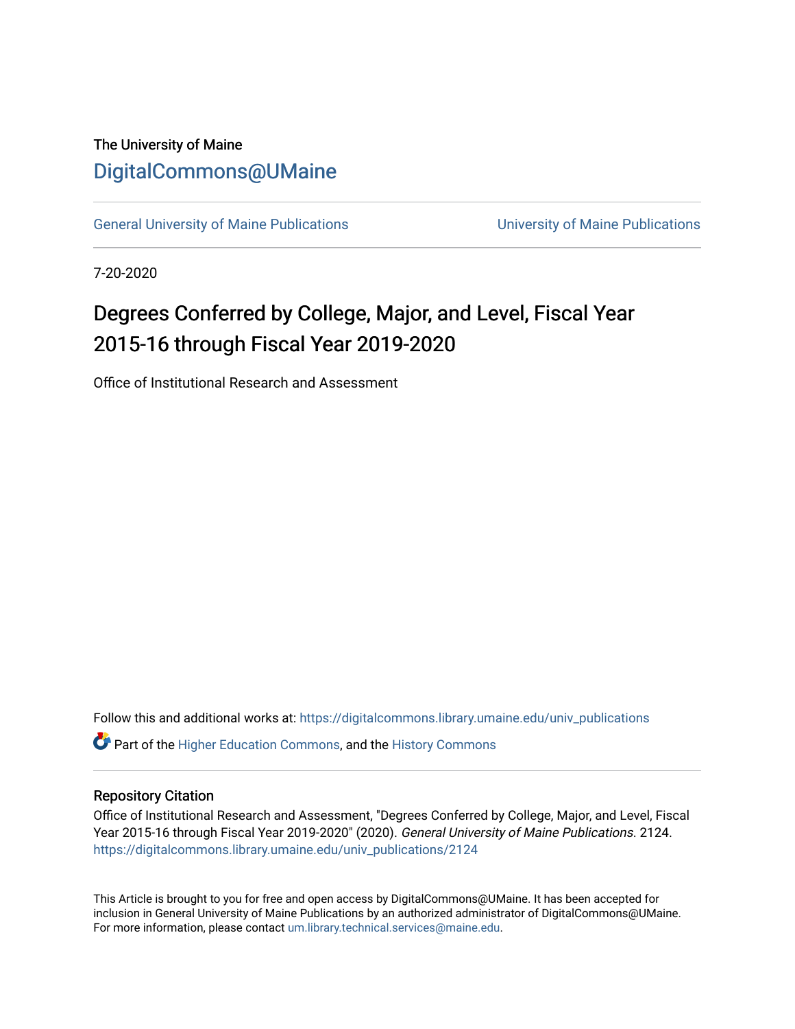The University of Maine

# DigitalCommons@UMaine

General University of Maine Publications | University of Maine Publications

7-20-2020

## Degrees Conferred by College, Major, and Level, Fiscal Year 2015-16 through Fiscal Year 2019-2020

Office of Institutional Research and Assessment

Follow this and additional works at: https://digitalcommons.library.umaine.edu/univ_publications

Part of the Higher Education Commons, and the History Commons

### Repository Citation

Office of Institutional Research and Assessment, "Degrees Conferred by College, Major, and Level, Fiscal Year 2015-16 through Fiscal Year 2019-2020" (2020). *General University of Maine Publications*. 2124. https://digitalcommons.library.umaine.edu/univ_publications/2124

This Article is brought to you for free and open access by DigitalCommons@UMaine. It has been accepted for inclusion in General University of Maine Publications by an authorized administrator of DigitalCommons@UMaine. For more information, please contact um.library.technical.services@maine.edu.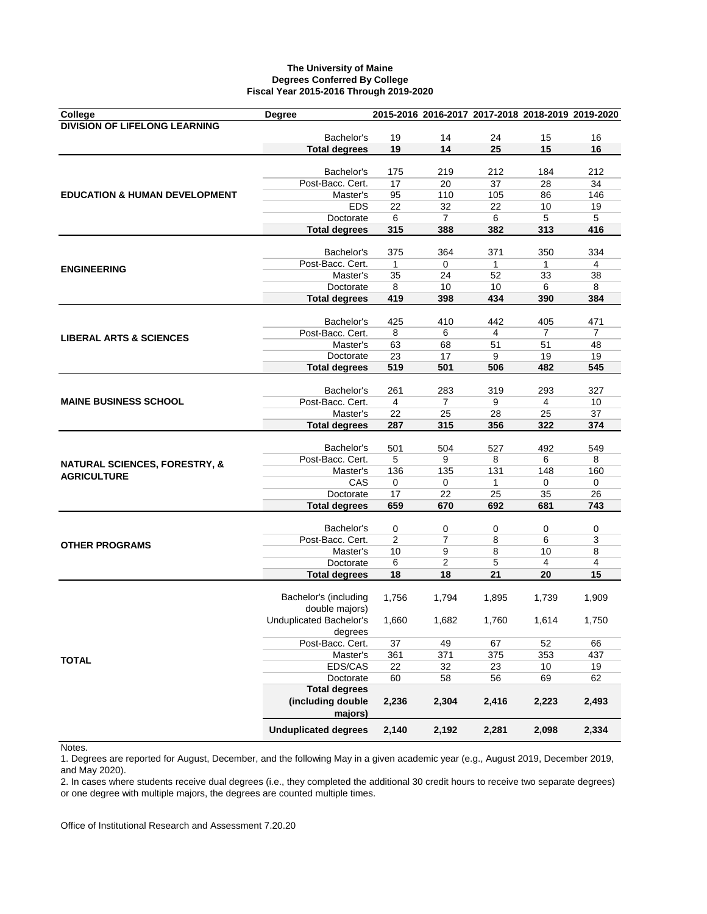**The University of Maine**
**Degrees Conferred By College**
**Fiscal Year 2015-2016 Through 2019-2020**

| College | Degree | 2015-2016 | 2016-2017 | 2017-2018 | 2018-2019 | 2019-2020 |
|---|---|---|---|---|---|---|
| **DIVISION OF LIFELONG LEARNING** | | | | | | |
| | Bachelor's | 19 | 14 | 24 | 15 | 16 |
| | **Total degrees** | **19** | **14** | **25** | **15** | **16** |
| **EDUCATION & HUMAN DEVELOPMENT** | Bachelor's | 175 | 219 | 212 | 184 | 212 |
| | Post-Bacc. Cert. | 17 | 20 | 37 | 28 | 34 |
| | Master's | 95 | 110 | 105 | 86 | 146 |
| | EDS | 22 | 32 | 22 | 10 | 19 |
| | Doctorate | 6 | 7 | 6 | 5 | 5 |
| | **Total degrees** | **315** | **388** | **382** | **313** | **416** |
| **ENGINEERING** | Bachelor's | 375 | 364 | 371 | 350 | 334 |
| | Post-Bacc. Cert. | 1 | 0 | 1 | 1 | 4 |
| | Master's | 35 | 24 | 52 | 33 | 38 |
| | Doctorate | 8 | 10 | 10 | 6 | 8 |
| | **Total degrees** | **419** | **398** | **434** | **390** | **384** |
| **LIBERAL ARTS & SCIENCES** | Bachelor's | 425 | 410 | 442 | 405 | 471 |
| | Post-Bacc. Cert. | 8 | 6 | 4 | 7 | 7 |
| | Master's | 63 | 68 | 51 | 51 | 48 |
| | Doctorate | 23 | 17 | 9 | 19 | 19 |
| | **Total degrees** | **519** | **501** | **506** | **482** | **545** |
| **MAINE BUSINESS SCHOOL** | Bachelor's | 261 | 283 | 319 | 293 | 327 |
| | Post-Bacc. Cert. | 4 | 7 | 9 | 4 | 10 |
| | Master's | 22 | 25 | 28 | 25 | 37 |
| | **Total degrees** | **287** | **315** | **356** | **322** | **374** |
| **NATURAL SCIENCES, FORESTRY, & AGRICULTURE** | Bachelor's | 501 | 504 | 527 | 492 | 549 |
| | Post-Bacc. Cert. | 5 | 9 | 8 | 6 | 8 |
| | Master's | 136 | 135 | 131 | 148 | 160 |
| | CAS | 0 | 0 | 1 | 0 | 0 |
| | Doctorate | 17 | 22 | 25 | 35 | 26 |
| | **Total degrees** | **659** | **670** | **692** | **681** | **743** |
| **OTHER PROGRAMS** | Bachelor's | 0 | 0 | 0 | 0 | 0 |
| | Post-Bacc. Cert. | 2 | 7 | 8 | 6 | 3 |
| | Master's | 10 | 9 | 8 | 10 | 8 |
| | Doctorate | 6 | 2 | 5 | 4 | 4 |
| | **Total degrees** | **18** | **18** | **21** | **20** | **15** |
| **TOTAL** | Bachelor's (including double majors) | 1,756 | 1,794 | 1,895 | 1,739 | 1,909 |
| | Unduplicated Bachelor's degrees | 1,660 | 1,682 | 1,760 | 1,614 | 1,750 |
| | Post-Bacc. Cert. | 37 | 49 | 67 | 52 | 66 |
| | Master's | 361 | 371 | 375 | 353 | 437 |
| | EDS/CAS | 22 | 32 | 23 | 10 | 19 |
| | Doctorate | 60 | 58 | 56 | 69 | 62 |
| | **Total degrees (including double majors)** | **2,236** | **2,304** | **2,416** | **2,223** | **2,493** |
| | **Unduplicated degrees** | **2,140** | **2,192** | **2,281** | **2,098** | **2,334** |

Notes.

1. Degrees are reported for August, December, and the following May in a given academic year (e.g., August 2019, December 2019, and May 2020).

2. In cases where students receive dual degrees (i.e., they completed the additional 30 credit hours to receive two separate degrees) or one degree with multiple majors, the degrees are counted multiple times.

Office of Institutional Research and Assessment 7.20.20